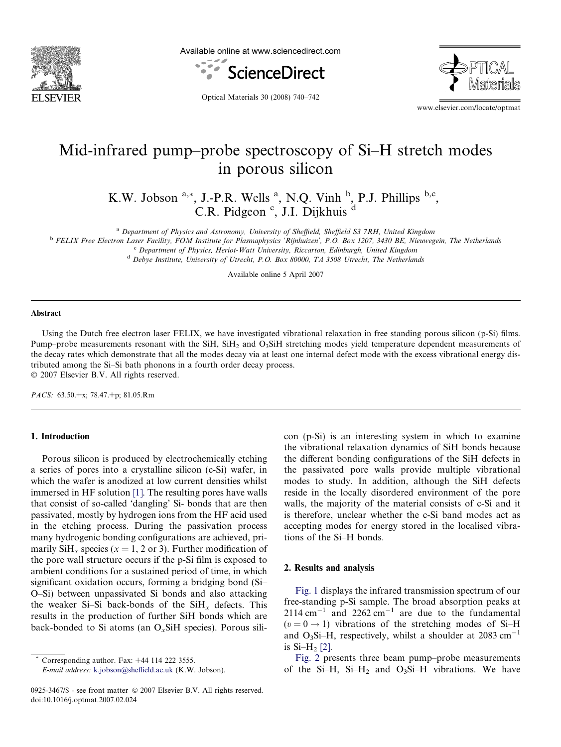# Mid-infrared pump–probe spectroscopy of Si–H stretch modes in porous silicon

K.W. Jobson [a,*], J.-P.R. Wells [a], N.Q. Vinh [b], P.J. Phillips [b,c], C.R. Pidgeon [c], J.I. Dijkhuis [d]

[a] *Department of Physics and Astronomy, University of Sheffield, Sheffield S3 7RH, United Kingdom*

[b] *FELIX Free Electron Laser Facility, FOM Institute for Plasmaphysics 'Rijnhuizen', P.O. Box 1207, 3430 BE, Nieuwegein, The Netherlands*

[c] *Department of Physics, Heriot-Watt University, Riccarton, Edinburgh, United Kingdom*

[d] *Debye Institute, University of Utrecht, P.O. Box 80000, TA 3508 Utrecht, The Netherlands*

Available online 5 April 2007

## Abstract

Using the Dutch free electron laser FELIX, we have investigated vibrational relaxation in free standing porous silicon (p-Si) films. Pump–probe measurements resonant with the SiH, $SiH_2$ and $O_3SiH$ stretching modes yield temperature dependent measurements of the decay rates which demonstrate that all the modes decay via at least one internal defect mode with the excess vibrational energy distributed among the Si–Si bath phonons in a fourth order decay process.

© 2007 Elsevier B.V. All rights reserved.

*PACS:* 63.50.+x; 78.47.+p; 81.05.Rm

## 1. Introduction

Porous silicon is produced by electrochemically etching a series of pores into a crystalline silicon (c-Si) wafer, in which the wafer is anodized at low current densities whilst immersed in HF solution [1]. The resulting pores have walls that consist of so-called 'dangling' Si- bonds that are then passivated, mostly by hydrogen ions from the HF acid used in the etching process. During the passivation process many hydrogenic bonding configurations are achieved, primarily $SiH_x$ species ($x = 1$, 2 or 3). Further modification of the pore wall structure occurs if the p-Si film is exposed to ambient conditions for a sustained period of time, in which significant oxidation occurs, forming a bridging bond (Si–O–Si) between unpassivated Si bonds and also attacking the weaker Si–Si back-bonds of the $SiH_x$ defects. This results in the production of further SiH bonds which are back-bonded to Si atoms (an $O_xSiH$ species). Porous silicon (p-Si) is an interesting system in which to examine the vibrational relaxation dynamics of SiH bonds because the different bonding configurations of the SiH defects in the passivated pore walls provide multiple vibrational modes to study. In addition, although the SiH defects reside in the locally disordered environment of the pore walls, the majority of the material consists of c-Si and it is therefore, unclear whether the c-Si band modes act as accepting modes for energy stored in the localised vibrations of the Si–H bonds.

## 2. Results and analysis

Fig. 1 displays the infrared transmission spectrum of our free-standing p-Si sample. The broad absorption peaks at $2114\ \text{cm}^{-1}$ and $2262\ \text{cm}^{-1}$ are due to the fundamental ($\upsilon = 0 \rightarrow 1$) vibrations of the stretching modes of Si–H and $O_3Si$–H, respectively, whilst a shoulder at $2083\ \text{cm}^{-1}$ is Si–$H_2$ [2].

Fig. 2 presents three beam pump–probe measurements of the Si–H, Si–$H_2$ and $O_3Si$–H vibrations. We have

\* Corresponding author. Fax: +44 114 222 3555. *E-mail address:* k.jobson@sheffield.ac.uk (K.W. Jobson).

0925-3467/$ - see front matter © 2007 Elsevier B.V. All rights reserved.
doi:10.1016/j.optmat.2007.02.024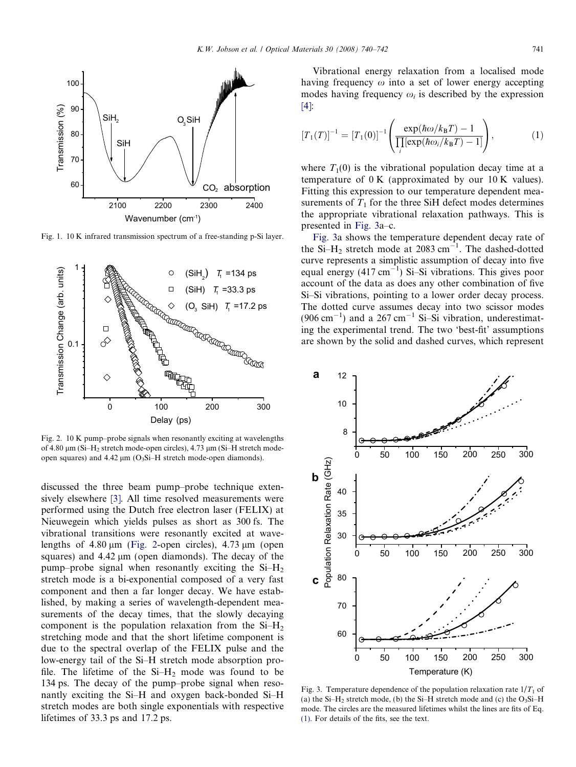Fig. 1. 10 K infrared transmission spectrum of a free-standing p-Si layer.

Fig. 2. 10 K pump–probe signals when resonantly exciting at wavelengths of 4.80 μm (Si–$H_2$ stretch mode-open circles), 4.73 μm (Si–H stretch mode-open squares) and 4.42 μm ($O_3$Si–H stretch mode-open diamonds).

discussed the three beam pump–probe technique extensively elsewhere [3]. All time resolved measurements were performed using the Dutch free electron laser (FELIX) at Nieuwegein which yields pulses as short as 300 fs. The vibrational transitions were resonantly excited at wavelengths of 4.80 μm (Fig. 2-open circles), 4.73 μm (open squares) and 4.42 μm (open diamonds). The decay of the pump–probe signal when resonantly exciting the Si–$H_2$ stretch mode is a bi-exponential composed of a very fast component and then a far longer decay. We have established, by making a series of wavelength-dependent measurements of the decay times, that the slowly decaying component is the population relaxation from the Si–$H_2$ stretching mode and that the short lifetime component is due to the spectral overlap of the FELIX pulse and the low-energy tail of the Si–H stretch mode absorption profile. The lifetime of the Si–$H_2$ mode was found to be 134 ps. The decay of the pump–probe signal when resonantly exciting the Si–H and oxygen back-bonded Si–H stretch modes are both single exponentials with respective lifetimes of 33.3 ps and 17.2 ps.

Vibrational energy relaxation from a localised mode having frequency $\omega$ into a set of lower energy accepting modes having frequency $\omega_i$ is described by the expression [4]:

$$[T_1(T)]^{-1} = [T_1(0)]^{-1}\left(\frac{\exp(\hbar\omega/k_BT)-1}{\prod_i[\exp(\hbar\omega_i/k_BT)-1]}\right), \tag{1}$$

where $T_1(0)$ is the vibrational population decay time at a temperature of 0 K (approximated by our 10 K values). Fitting this expression to our temperature dependent measurements of $T_1$ for the three SiH defect modes determines the appropriate vibrational relaxation pathways. This is presented in Fig. 3a–c.

Fig. 3a shows the temperature dependent decay rate of the Si–$H_2$ stretch mode at 2083 $cm^{-1}$. The dashed-dotted curve represents a simplistic assumption of decay into five equal energy (417 $cm^{-1}$) Si–Si vibrations. This gives poor account of the data as does any other combination of five Si–Si vibrations, pointing to a lower order decay process. The dotted curve assumes decay into two scissor modes (906 $cm^{-1}$) and a 267 $cm^{-1}$ Si–Si vibration, underestimating the experimental trend. The two 'best-fit' assumptions are shown by the solid and dashed curves, which represent

Fig. 3. Temperature dependence of the population relaxation rate $1/T_1$ of (a) the Si–$H_2$ stretch mode, (b) the Si–H stretch mode and (c) the $O_3$Si–H mode. The circles are the measured lifetimes whilst the lines are fits of Eq. (1). For details of the fits, see the text.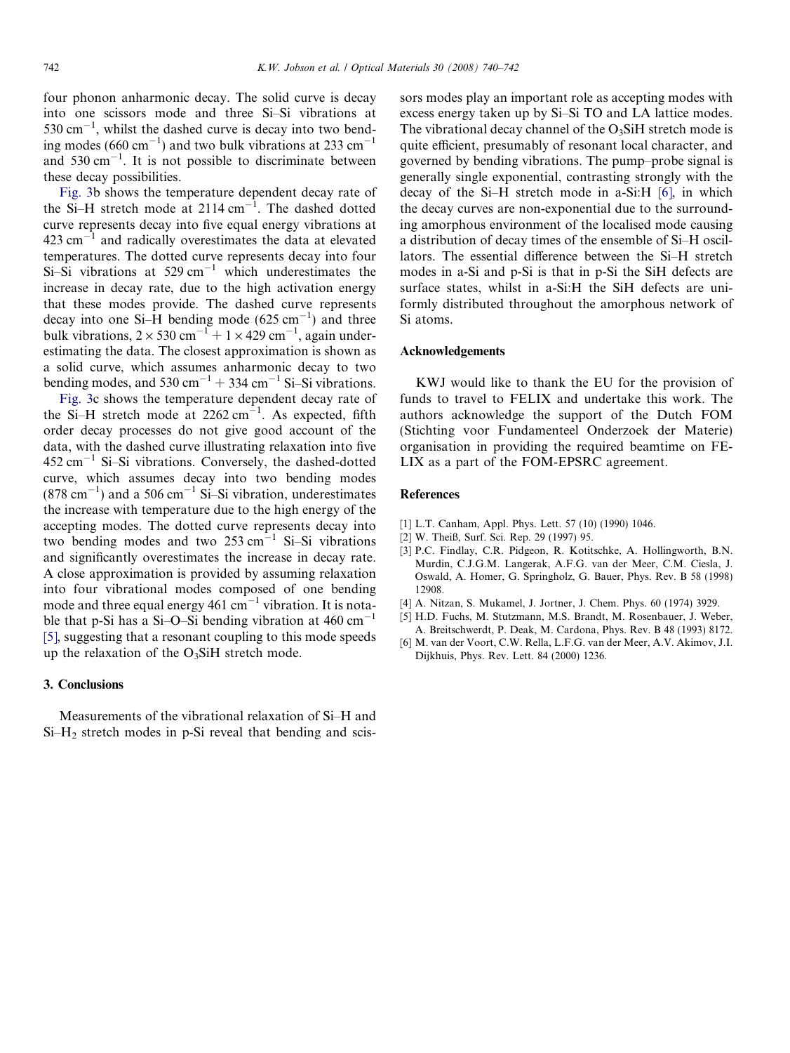four phonon anharmonic decay. The solid curve is decay into one scissors mode and three Si–Si vibrations at 530 $cm^{-1}$, whilst the dashed curve is decay into two bending modes (660 $cm^{-1}$) and two bulk vibrations at 233 $cm^{-1}$ and 530 $cm^{-1}$. It is not possible to discriminate between these decay possibilities.

Fig. 3b shows the temperature dependent decay rate of the Si–H stretch mode at 2114 $cm^{-1}$. The dashed dotted curve represents decay into five equal energy vibrations at 423 $cm^{-1}$ and radically overestimates the data at elevated temperatures. The dotted curve represents decay into four Si–Si vibrations at 529 $cm^{-1}$ which underestimates the increase in decay rate, due to the high activation energy that these modes provide. The dashed curve represents decay into one Si–H bending mode (625 $cm^{-1}$) and three bulk vibrations, $2 \times 530$ $cm^{-1}$ + $1 \times 429$ $cm^{-1}$, again underestimating the data. The closest approximation is shown as a solid curve, which assumes anharmonic decay to two bending modes, and 530 $cm^{-1}$ + 334 $cm^{-1}$ Si–Si vibrations.

Fig. 3c shows the temperature dependent decay rate of the Si–H stretch mode at 2262 $cm^{-1}$. As expected, fifth order decay processes do not give good account of the data, with the dashed curve illustrating relaxation into five 452 $cm^{-1}$ Si–Si vibrations. Conversely, the dashed-dotted curve, which assumes decay into two bending modes (878 $cm^{-1}$) and a 506 $cm^{-1}$ Si–Si vibration, underestimates the increase with temperature due to the high energy of the accepting modes. The dotted curve represents decay into two bending modes and two 253 $cm^{-1}$ Si–Si vibrations and significantly overestimates the increase in decay rate. A close approximation is provided by assuming relaxation into four vibrational modes composed of one bending mode and three equal energy 461 $cm^{-1}$ vibration. It is notable that p-Si has a Si–O–Si bending vibration at 460 $cm^{-1}$ [5], suggesting that a resonant coupling to this mode speeds up the relaxation of the $O_3SiH$ stretch mode.

## 3. Conclusions

Measurements of the vibrational relaxation of Si–H and Si–$H_2$ stretch modes in p-Si reveal that bending and scissors modes play an important role as accepting modes with excess energy taken up by Si–Si TO and LA lattice modes. The vibrational decay channel of the $O_3SiH$ stretch mode is quite efficient, presumably of resonant local character, and governed by bending vibrations. The pump–probe signal is generally single exponential, contrasting strongly with the decay of the Si–H stretch mode in a-Si:H [6], in which the decay curves are non-exponential due to the surrounding amorphous environment of the localised mode causing a distribution of decay times of the ensemble of Si–H oscillators. The essential difference between the Si–H stretch modes in a-Si and p-Si is that in p-Si the SiH defects are surface states, whilst in a-Si:H the SiH defects are uniformly distributed throughout the amorphous network of Si atoms.

## Acknowledgements

KWJ would like to thank the EU for the provision of funds to travel to FELIX and undertake this work. The authors acknowledge the support of the Dutch FOM (Stichting voor Fundamenteel Onderzoek der Materie) organisation in providing the required beamtime on FELIX as a part of the FOM-EPSRC agreement.

## References

[1] L.T. Canham, Appl. Phys. Lett. 57 (10) (1990) 1046.
[2] W. Theiß, Surf. Sci. Rep. 29 (1997) 95.
[3] P.C. Findlay, C.R. Pidgeon, R. Kotitschke, A. Hollingworth, B.N. Murdin, C.J.G.M. Langerak, A.F.G. van der Meer, C.M. Ciesla, J. Oswald, A. Homer, G. Springholz, G. Bauer, Phys. Rev. B 58 (1998) 12908.
[4] A. Nitzan, S. Mukamel, J. Jortner, J. Chem. Phys. 60 (1974) 3929.
[5] H.D. Fuchs, M. Stutzmann, M.S. Brandt, M. Rosenbauer, J. Weber, A. Breitschwerdt, P. Deak, M. Cardona, Phys. Rev. B 48 (1993) 8172.
[6] M. van der Voort, C.W. Rella, L.F.G. van der Meer, A.V. Akimov, J.I. Dijkhuis, Phys. Rev. Lett. 84 (2000) 1236.